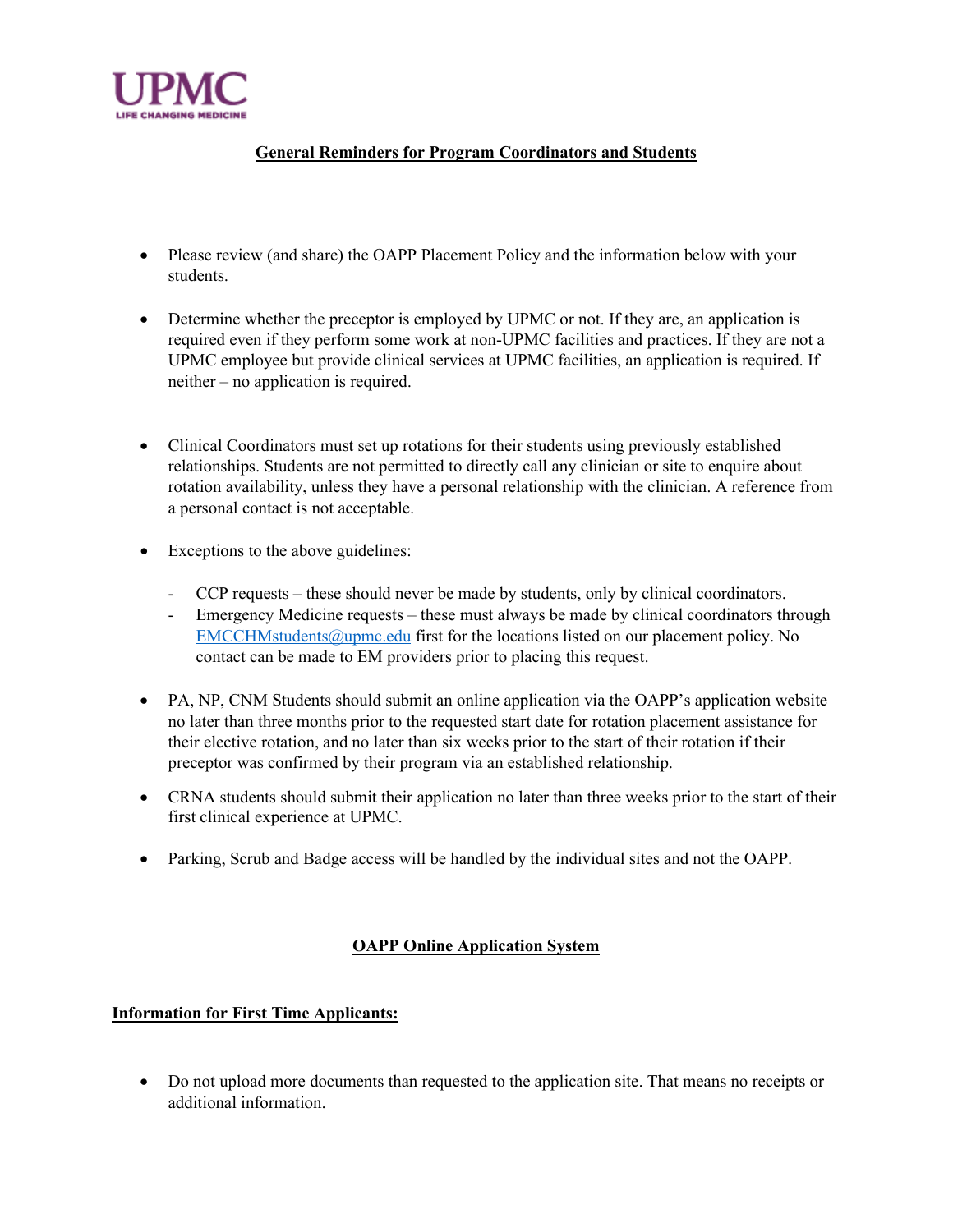UPMC
LIFE CHANGING MEDICINE

## General Reminders for Program Coordinators and Students

- Please review (and share) the OAPP Placement Policy and the information below with your students.

- Determine whether the preceptor is employed by UPMC or not. If they are, an application is required even if they perform some work at non-UPMC facilities and practices. If they are not a UPMC employee but provide clinical services at UPMC facilities, an application is required. If neither – no application is required.

- Clinical Coordinators must set up rotations for their students using previously established relationships. Students are not permitted to directly call any clinician or site to enquire about rotation availability, unless they have a personal relationship with the clinician. A reference from a personal contact is not acceptable.

- Exceptions to the above guidelines:
  - CCP requests – these should never be made by students, only by clinical coordinators.
  - Emergency Medicine requests – these must always be made by clinical coordinators through EMCCHMstudents@upmc.edu first for the locations listed on our placement policy. No contact can be made to EM providers prior to placing this request.

- PA, NP, CNM Students should submit an online application via the OAPP's application website no later than three months prior to the requested start date for rotation placement assistance for their elective rotation, and no later than six weeks prior to the start of their rotation if their preceptor was confirmed by their program via an established relationship.

- CRNA students should submit their application no later than three weeks prior to the start of their first clinical experience at UPMC.

- Parking, Scrub and Badge access will be handled by the individual sites and not the OAPP.

## OAPP Online Application System

### Information for First Time Applicants:

- Do not upload more documents than requested to the application site. That means no receipts or additional information.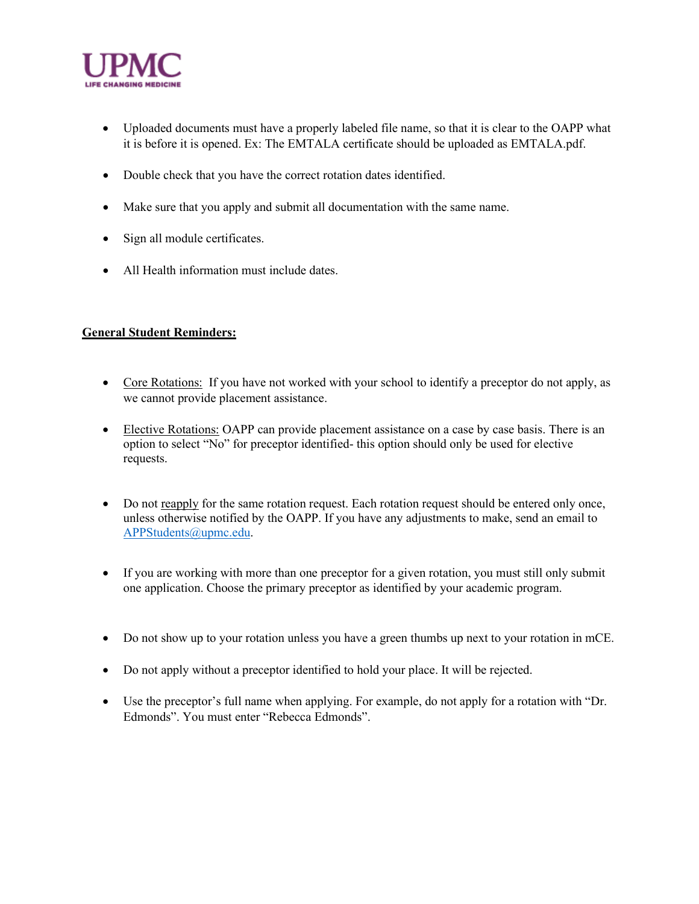- Uploaded documents must have a properly labeled file name, so that it is clear to the OAPP what it is before it is opened. Ex: The EMTALA certificate should be uploaded as EMTALA.pdf.
- Double check that you have the correct rotation dates identified.
- Make sure that you apply and submit all documentation with the same name.
- Sign all module certificates.
- All Health information must include dates.

**General Student Reminders:**

- Core Rotations: If you have not worked with your school to identify a preceptor do not apply, as we cannot provide placement assistance.
- Elective Rotations: OAPP can provide placement assistance on a case by case basis. There is an option to select "No" for preceptor identified- this option should only be used for elective requests.
- Do not reapply for the same rotation request. Each rotation request should be entered only once, unless otherwise notified by the OAPP. If you have any adjustments to make, send an email to APPStudents@upmc.edu.
- If you are working with more than one preceptor for a given rotation, you must still only submit one application. Choose the primary preceptor as identified by your academic program.
- Do not show up to your rotation unless you have a green thumbs up next to your rotation in mCE.
- Do not apply without a preceptor identified to hold your place. It will be rejected.
- Use the preceptor's full name when applying. For example, do not apply for a rotation with "Dr. Edmonds". You must enter "Rebecca Edmonds".